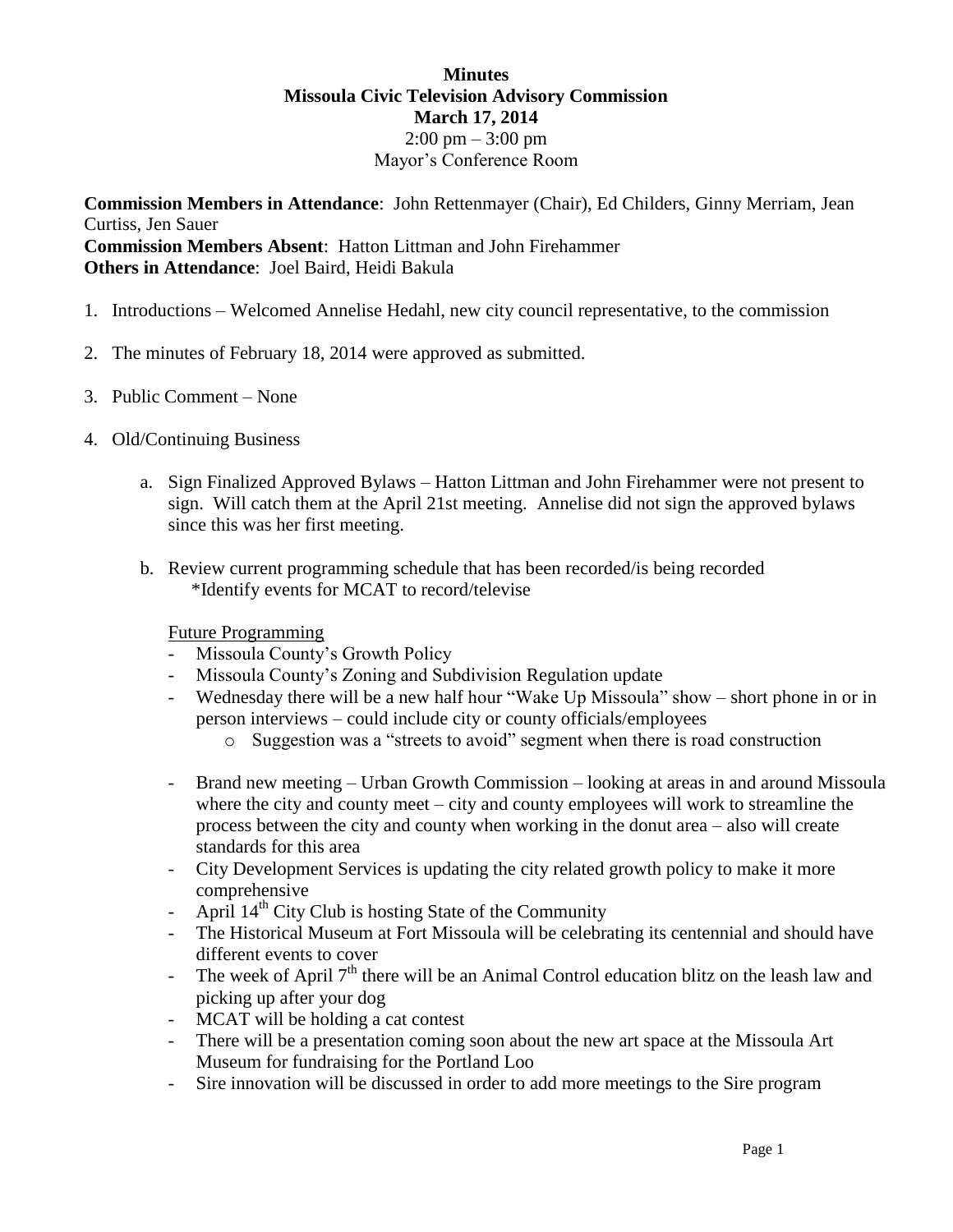**Minutes**
**Missoula Civic Television Advisory Commission**
**March 17, 2014**
2:00 pm – 3:00 pm
Mayor's Conference Room

**Commission Members in Attendance**: John Rettenmayer (Chair), Ed Childers, Ginny Merriam, Jean Curtiss, Jen Sauer
**Commission Members Absent**: Hatton Littman and John Firehammer
**Others in Attendance**: Joel Baird, Heidi Bakula

1. Introductions – Welcomed Annelise Hedahl, new city council representative, to the commission

2. The minutes of February 18, 2014 were approved as submitted.

3. Public Comment – None

4. Old/Continuing Business

   a. Sign Finalized Approved Bylaws – Hatton Littman and John Firehammer were not present to sign. Will catch them at the April 21st meeting. Annelise did not sign the approved bylaws since this was her first meeting.

   b. Review current programming schedule that has been recorded/is being recorded
      *Identify events for MCAT to record/televise

      Future Programming
      - Missoula County's Growth Policy
      - Missoula County's Zoning and Subdivision Regulation update
      - Wednesday there will be a new half hour "Wake Up Missoula" show – short phone in or in person interviews – could include city or county officials/employees
        - Suggestion was a "streets to avoid" segment when there is road construction
      - Brand new meeting – Urban Growth Commission – looking at areas in and around Missoula where the city and county meet – city and county employees will work to streamline the process between the city and county when working in the donut area – also will create standards for this area
      - City Development Services is updating the city related growth policy to make it more comprehensive
      - April 14th City Club is hosting State of the Community
      - The Historical Museum at Fort Missoula will be celebrating its centennial and should have different events to cover
      - The week of April 7th there will be an Animal Control education blitz on the leash law and picking up after your dog
      - MCAT will be holding a cat contest
      - There will be a presentation coming soon about the new art space at the Missoula Art Museum for fundraising for the Portland Loo
      - Sire innovation will be discussed in order to add more meetings to the Sire program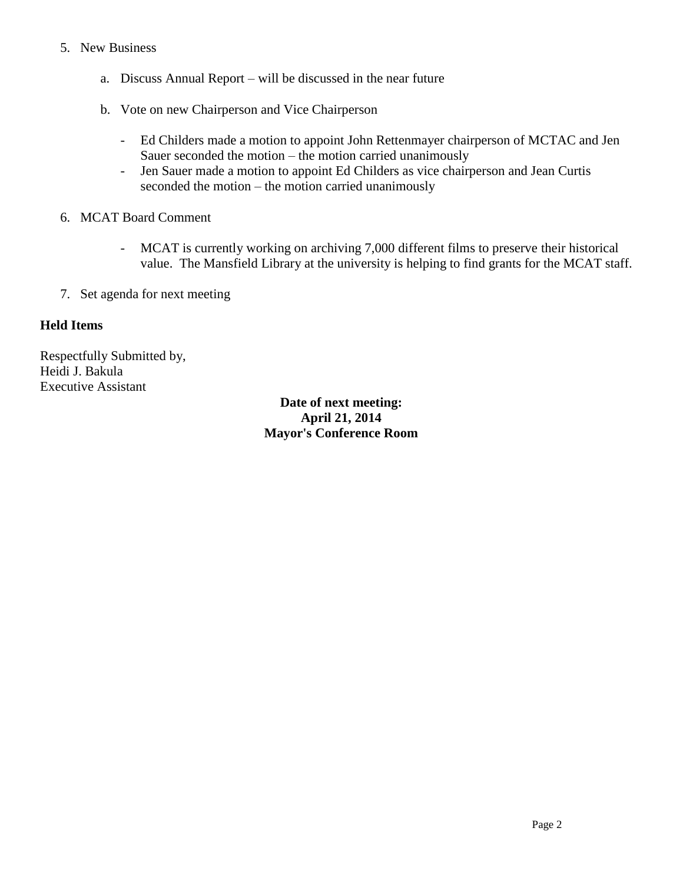5. New Business

   a. Discuss Annual Report – will be discussed in the near future

   b. Vote on new Chairperson and Vice Chairperson

      - Ed Childers made a motion to appoint John Rettenmayer chairperson of MCTAC and Jen Sauer seconded the motion – the motion carried unanimously
      - Jen Sauer made a motion to appoint Ed Childers as vice chairperson and Jean Curtis seconded the motion – the motion carried unanimously

6. MCAT Board Comment

   - MCAT is currently working on archiving 7,000 different films to preserve their historical value. The Mansfield Library at the university is helping to find grants for the MCAT staff.

7. Set agenda for next meeting

**Held Items**

Respectfully Submitted by,
Heidi J. Bakula
Executive Assistant

**Date of next meeting:**
**April 21, 2014**
**Mayor's Conference Room**